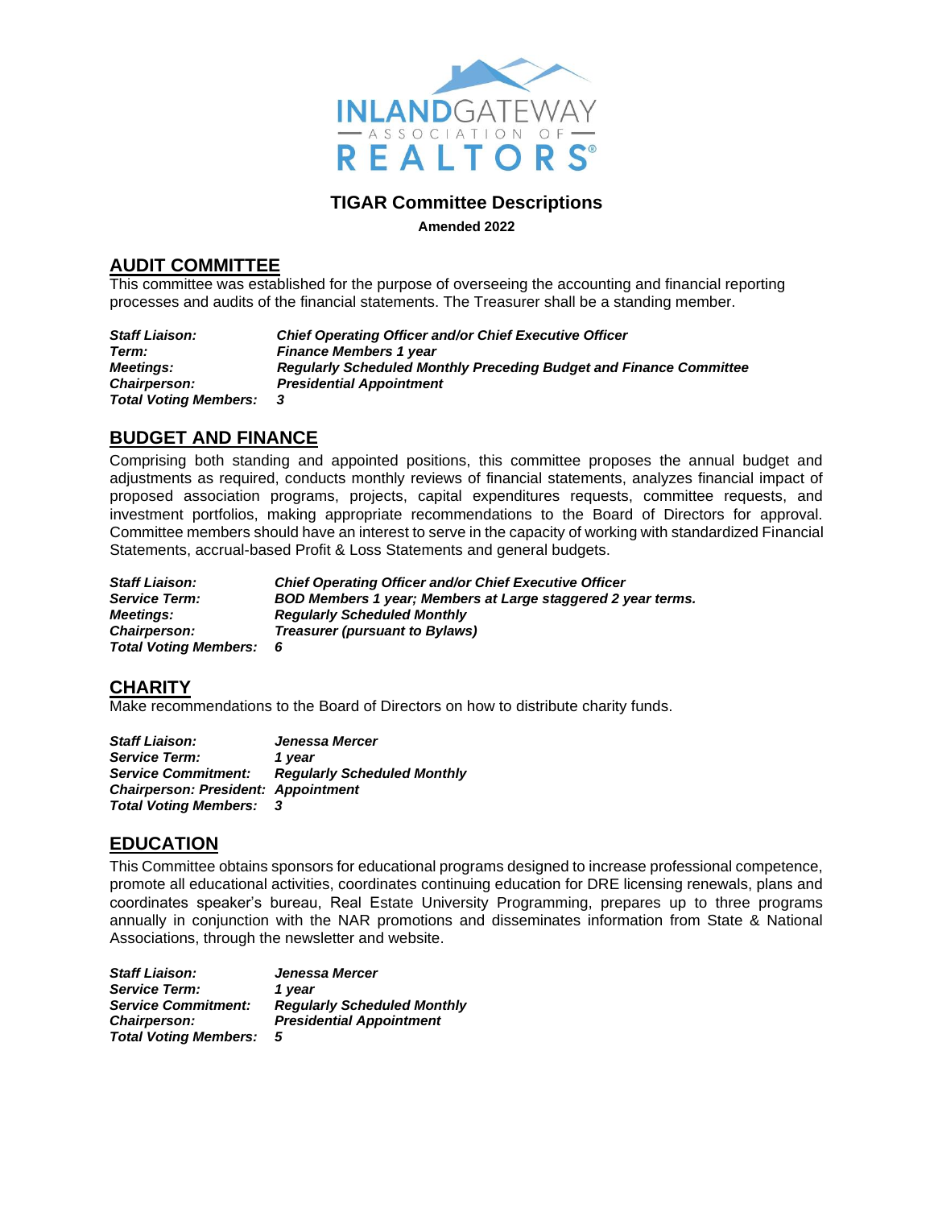INLANDGATEWAY ASSOCIATION OF REALTORS®

# TIGAR Committee Descriptions

**Amended 2022**

## AUDIT COMMITTEE

This committee was established for the purpose of overseeing the accounting and financial reporting processes and audits of the financial statements. The Treasurer shall be a standing member.

***Staff Liaison:*** ***Chief Operating Officer and/or Chief Executive Officer***
***Term:*** ***Finance Members 1 year***
***Meetings:*** ***Regularly Scheduled Monthly Preceding Budget and Finance Committee***
***Chairperson:*** ***Presidential Appointment***
***Total Voting Members:*** ***3***

## BUDGET AND FINANCE

Comprising both standing and appointed positions, this committee proposes the annual budget and adjustments as required, conducts monthly reviews of financial statements, analyzes financial impact of proposed association programs, projects, capital expenditures requests, committee requests, and investment portfolios, making appropriate recommendations to the Board of Directors for approval. Committee members should have an interest to serve in the capacity of working with standardized Financial Statements, accrual-based Profit & Loss Statements and general budgets.

***Staff Liaison:*** ***Chief Operating Officer and/or Chief Executive Officer***
***Service Term:*** ***BOD Members 1 year; Members at Large staggered 2 year terms.***
***Meetings:*** ***Regularly Scheduled Monthly***
***Chairperson:*** ***Treasurer (pursuant to Bylaws)***
***Total Voting Members:*** ***6***

## CHARITY

Make recommendations to the Board of Directors on how to distribute charity funds.

***Staff Liaison:*** ***Jenessa Mercer***
***Service Term:*** ***1 year***
***Service Commitment:*** ***Regularly Scheduled Monthly***
***Chairperson: President: Appointment***
***Total Voting Members:*** ***3***

## EDUCATION

This Committee obtains sponsors for educational programs designed to increase professional competence, promote all educational activities, coordinates continuing education for DRE licensing renewals, plans and coordinates speaker's bureau, Real Estate University Programming, prepares up to three programs annually in conjunction with the NAR promotions and disseminates information from State & National Associations, through the newsletter and website.

***Staff Liaison:*** ***Jenessa Mercer***
***Service Term:*** ***1 year***
***Service Commitment:*** ***Regularly Scheduled Monthly***
***Chairperson:*** ***Presidential Appointment***
***Total Voting Members:*** ***5***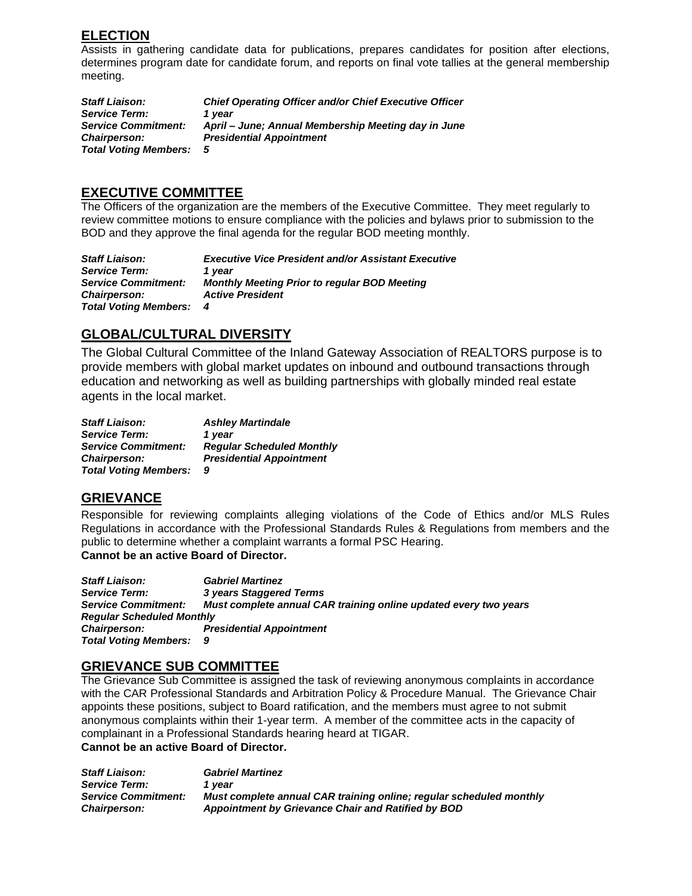## ELECTION

Assists in gathering candidate data for publications, prepares candidates for position after elections, determines program date for candidate forum, and reports on final vote tallies at the general membership meeting.

***Staff Liaison:*** ***Chief Operating Officer and/or Chief Executive Officer***
***Service Term:*** ***1 year***
***Service Commitment:*** ***April – June; Annual Membership Meeting day in June***
***Chairperson:*** ***Presidential Appointment***
***Total Voting Members:*** ***5***

## EXECUTIVE COMMITTEE

The Officers of the organization are the members of the Executive Committee. They meet regularly to review committee motions to ensure compliance with the policies and bylaws prior to submission to the BOD and they approve the final agenda for the regular BOD meeting monthly.

***Staff Liaison:*** ***Executive Vice President and/or Assistant Executive***
***Service Term:*** ***1 year***
***Service Commitment:*** ***Monthly Meeting Prior to regular BOD Meeting***
***Chairperson:*** ***Active President***
***Total Voting Members:*** ***4***

## GLOBAL/CULTURAL DIVERSITY

The Global Cultural Committee of the Inland Gateway Association of REALTORS purpose is to provide members with global market updates on inbound and outbound transactions through education and networking as well as building partnerships with globally minded real estate agents in the local market.

***Staff Liaison:*** ***Ashley Martindale***
***Service Term:*** ***1 year***
***Service Commitment:*** ***Regular Scheduled Monthly***
***Chairperson:*** ***Presidential Appointment***
***Total Voting Members:*** ***9***

## GRIEVANCE

Responsible for reviewing complaints alleging violations of the Code of Ethics and/or MLS Rules Regulations in accordance with the Professional Standards Rules & Regulations from members and the public to determine whether a complaint warrants a formal PSC Hearing.
**Cannot be an active Board of Director.**

***Staff Liaison:*** ***Gabriel Martinez***
***Service Term:*** ***3 years Staggered Terms***
***Service Commitment:*** ***Must complete annual CAR training online updated every two years***
***Regular Scheduled Monthly***
***Chairperson:*** ***Presidential Appointment***
***Total Voting Members:*** ***9***

## GRIEVANCE SUB COMMITTEE

The Grievance Sub Committee is assigned the task of reviewing anonymous complaints in accordance with the CAR Professional Standards and Arbitration Policy & Procedure Manual. The Grievance Chair appoints these positions, subject to Board ratification, and the members must agree to not submit anonymous complaints within their 1-year term. A member of the committee acts in the capacity of complainant in a Professional Standards hearing heard at TIGAR.
**Cannot be an active Board of Director.**

***Staff Liaison:*** ***Gabriel Martinez***
***Service Term:*** ***1 year***
***Service Commitment:*** ***Must complete annual CAR training online; regular scheduled monthly***
***Chairperson:*** ***Appointment by Grievance Chair and Ratified by BOD***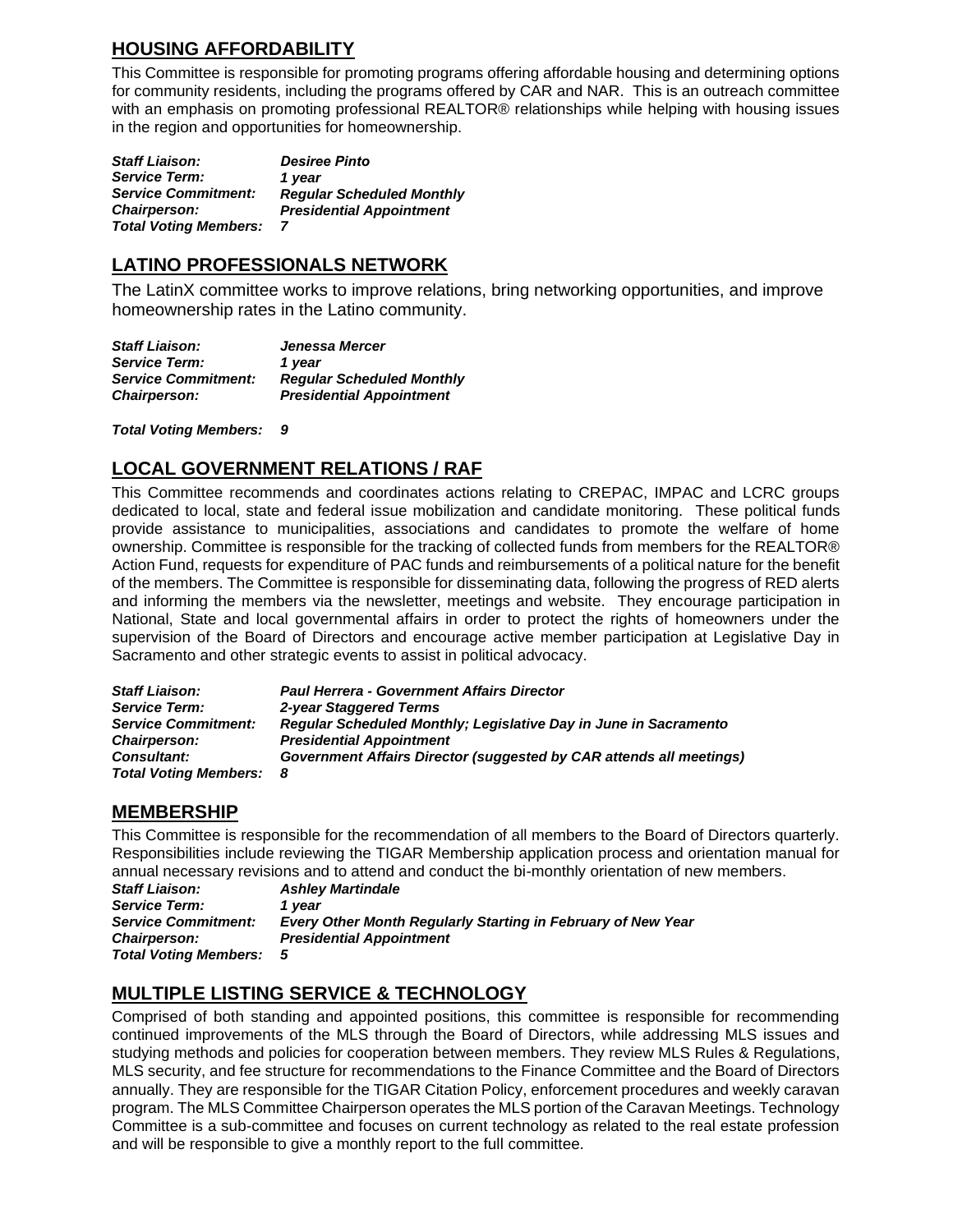## HOUSING AFFORDABILITY

This Committee is responsible for promoting programs offering affordable housing and determining options for community residents, including the programs offered by CAR and NAR. This is an outreach committee with an emphasis on promoting professional REALTOR® relationships while helping with housing issues in the region and opportunities for homeownership.

***Staff Liaison:*** ***Desiree Pinto***
***Service Term:*** ***1 year***
***Service Commitment:*** ***Regular Scheduled Monthly***
***Chairperson:*** ***Presidential Appointment***
***Total Voting Members:*** ***7***

## LATINO PROFESSIONALS NETWORK

The LatinX committee works to improve relations, bring networking opportunities, and improve homeownership rates in the Latino community.

***Staff Liaison:*** ***Jenessa Mercer***
***Service Term:*** ***1 year***
***Service Commitment:*** ***Regular Scheduled Monthly***
***Chairperson:*** ***Presidential Appointment***

***Total Voting Members:*** ***9***

## LOCAL GOVERNMENT RELATIONS / RAF

This Committee recommends and coordinates actions relating to CREPAC, IMPAC and LCRC groups dedicated to local, state and federal issue mobilization and candidate monitoring. These political funds provide assistance to municipalities, associations and candidates to promote the welfare of home ownership. Committee is responsible for the tracking of collected funds from members for the REALTOR® Action Fund, requests for expenditure of PAC funds and reimbursements of a political nature for the benefit of the members. The Committee is responsible for disseminating data, following the progress of RED alerts and informing the members via the newsletter, meetings and website. They encourage participation in National, State and local governmental affairs in order to protect the rights of homeowners under the supervision of the Board of Directors and encourage active member participation at Legislative Day in Sacramento and other strategic events to assist in political advocacy.

***Staff Liaison:*** ***Paul Herrera - Government Affairs Director***
***Service Term:*** ***2-year Staggered Terms***
***Service Commitment:*** ***Regular Scheduled Monthly; Legislative Day in June in Sacramento***
***Chairperson:*** ***Presidential Appointment***
***Consultant:*** ***Government Affairs Director (suggested by CAR attends all meetings)***
***Total Voting Members:*** ***8***

## MEMBERSHIP

This Committee is responsible for the recommendation of all members to the Board of Directors quarterly. Responsibilities include reviewing the TIGAR Membership application process and orientation manual for annual necessary revisions and to attend and conduct the bi-monthly orientation of new members.

***Staff Liaison:*** ***Ashley Martindale***
***Service Term:*** ***1 year***
***Service Commitment:*** ***Every Other Month Regularly Starting in February of New Year***
***Chairperson:*** ***Presidential Appointment***
***Total Voting Members:*** ***5***

## MULTIPLE LISTING SERVICE & TECHNOLOGY

Comprised of both standing and appointed positions, this committee is responsible for recommending continued improvements of the MLS through the Board of Directors, while addressing MLS issues and studying methods and policies for cooperation between members. They review MLS Rules & Regulations, MLS security, and fee structure for recommendations to the Finance Committee and the Board of Directors annually. They are responsible for the TIGAR Citation Policy, enforcement procedures and weekly caravan program. The MLS Committee Chairperson operates the MLS portion of the Caravan Meetings. Technology Committee is a sub-committee and focuses on current technology as related to the real estate profession and will be responsible to give a monthly report to the full committee.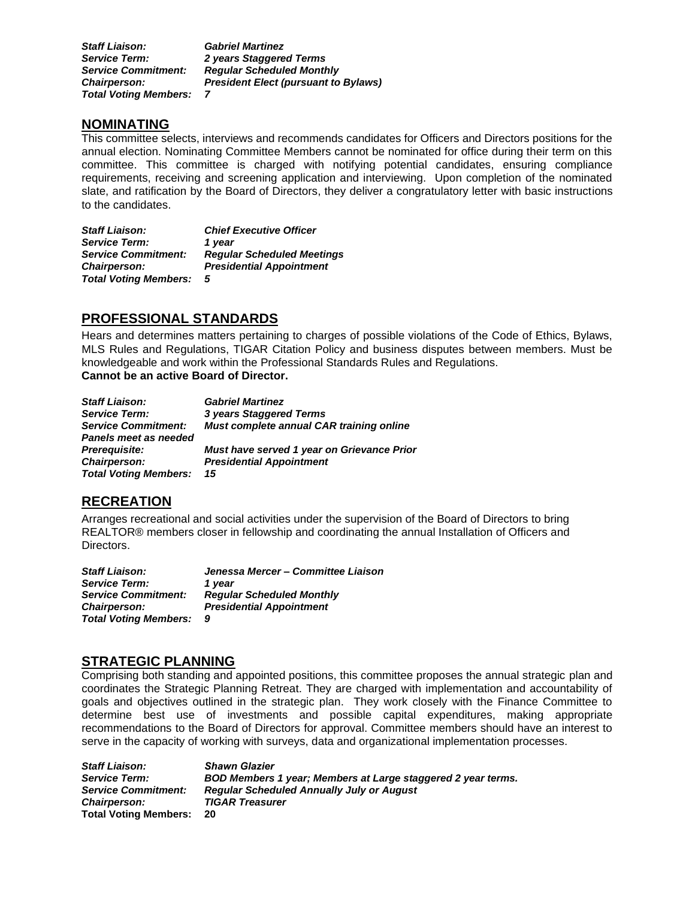***Staff Liaison:*** ***Gabriel Martinez***
***Service Term:*** ***2 years Staggered Terms***
***Service Commitment:*** ***Regular Scheduled Monthly***
***Chairperson:*** ***President Elect (pursuant to Bylaws)***
***Total Voting Members:*** ***7***

## NOMINATING

This committee selects, interviews and recommends candidates for Officers and Directors positions for the annual election. Nominating Committee Members cannot be nominated for office during their term on this committee. This committee is charged with notifying potential candidates, ensuring compliance requirements, receiving and screening application and interviewing. Upon completion of the nominated slate, and ratification by the Board of Directors, they deliver a congratulatory letter with basic instructions to the candidates.

***Staff Liaison:*** ***Chief Executive Officer***
***Service Term:*** ***1 year***
***Service Commitment:*** ***Regular Scheduled Meetings***
***Chairperson:*** ***Presidential Appointment***
***Total Voting Members:*** ***5***

## PROFESSIONAL STANDARDS

Hears and determines matters pertaining to charges of possible violations of the Code of Ethics, Bylaws, MLS Rules and Regulations, TIGAR Citation Policy and business disputes between members. Must be knowledgeable and work within the Professional Standards Rules and Regulations.
**Cannot be an active Board of Director.**

***Staff Liaison:*** ***Gabriel Martinez***
***Service Term:*** ***3 years Staggered Terms***
***Service Commitment:*** ***Must complete annual CAR training online***
***Panels meet as needed***
***Prerequisite:*** ***Must have served 1 year on Grievance Prior***
***Chairperson:*** ***Presidential Appointment***
***Total Voting Members:*** ***15***

## RECREATION

Arranges recreational and social activities under the supervision of the Board of Directors to bring REALTOR® members closer in fellowship and coordinating the annual Installation of Officers and Directors.

***Staff Liaison:*** ***Jenessa Mercer – Committee Liaison***
***Service Term:*** ***1 year***
***Service Commitment:*** ***Regular Scheduled Monthly***
***Chairperson:*** ***Presidential Appointment***
***Total Voting Members:*** ***9***

## STRATEGIC PLANNING

Comprising both standing and appointed positions, this committee proposes the annual strategic plan and coordinates the Strategic Planning Retreat. They are charged with implementation and accountability of goals and objectives outlined in the strategic plan. They work closely with the Finance Committee to determine best use of investments and possible capital expenditures, making appropriate recommendations to the Board of Directors for approval. Committee members should have an interest to serve in the capacity of working with surveys, data and organizational implementation processes.

***Staff Liaison:*** ***Shawn Glazier***
***Service Term:*** ***BOD Members 1 year; Members at Large staggered 2 year terms.***
***Service Commitment:*** ***Regular Scheduled Annually July or August***
***Chairperson:*** ***TIGAR Treasurer***
**Total Voting Members:** **20**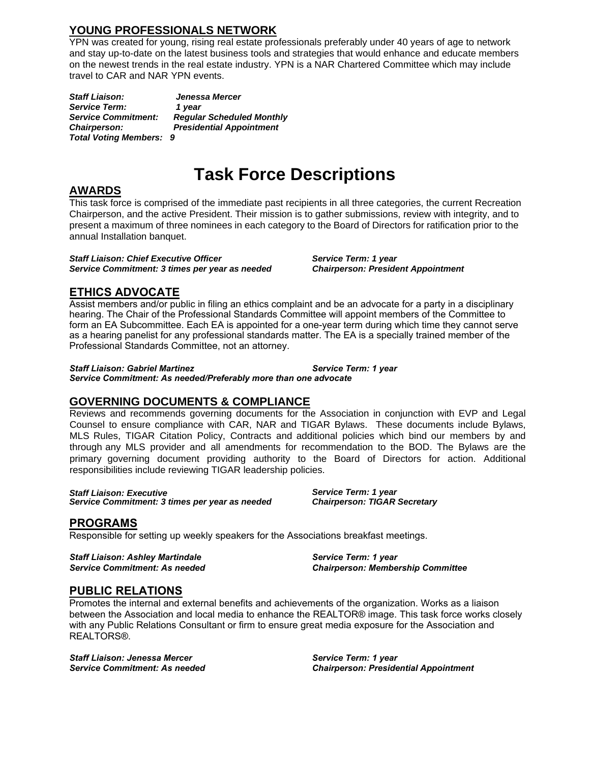## YOUNG PROFESSIONALS NETWORK

YPN was created for young, rising real estate professionals preferably under 40 years of age to network and stay up-to-date on the latest business tools and strategies that would enhance and educate members on the newest trends in the real estate industry. YPN is a NAR Chartered Committee which may include travel to CAR and NAR YPN events.

***Staff Liaison:*** ***Jenessa Mercer***
***Service Term:*** ***1 year***
***Service Commitment:*** ***Regular Scheduled Monthly***
***Chairperson:*** ***Presidential Appointment***
***Total Voting Members:*** ***9***

# Task Force Descriptions

## AWARDS

This task force is comprised of the immediate past recipients in all three categories, the current Recreation Chairperson, and the active President. Their mission is to gather submissions, review with integrity, and to present a maximum of three nominees in each category to the Board of Directors for ratification prior to the annual Installation banquet.

***Staff Liaison: Chief Executive Officer***
***Service Commitment: 3 times per year as needed***
***Service Term: 1 year***
***Chairperson: President Appointment***

## ETHICS ADVOCATE

Assist members and/or public in filing an ethics complaint and be an advocate for a party in a disciplinary hearing. The Chair of the Professional Standards Committee will appoint members of the Committee to form an EA Subcommittee. Each EA is appointed for a one-year term during which time they cannot serve as a hearing panelist for any professional standards matter. The EA is a specially trained member of the Professional Standards Committee, not an attorney.

***Staff Liaison: Gabriel Martinez***
***Service Term: 1 year***
***Service Commitment: As needed/Preferably more than one advocate***

## GOVERNING DOCUMENTS & COMPLIANCE

Reviews and recommends governing documents for the Association in conjunction with EVP and Legal Counsel to ensure compliance with CAR, NAR and TIGAR Bylaws. These documents include Bylaws, MLS Rules, TIGAR Citation Policy, Contracts and additional policies which bind our members by and through any MLS provider and all amendments for recommendation to the BOD. The Bylaws are the primary governing document providing authority to the Board of Directors for action. Additional responsibilities include reviewing TIGAR leadership policies.

***Staff Liaison: Executive***
***Service Commitment: 3 times per year as needed***
***Service Term: 1 year***
***Chairperson: TIGAR Secretary***

## PROGRAMS

Responsible for setting up weekly speakers for the Associations breakfast meetings.

***Staff Liaison: Ashley Martindale***
***Service Commitment: As needed***
***Service Term: 1 year***
***Chairperson: Membership Committee***

## PUBLIC RELATIONS

Promotes the internal and external benefits and achievements of the organization. Works as a liaison between the Association and local media to enhance the REALTOR® image. This task force works closely with any Public Relations Consultant or firm to ensure great media exposure for the Association and REALTORS®.

***Staff Liaison: Jenessa Mercer***
***Service Commitment: As needed***
***Service Term: 1 year***
***Chairperson: Presidential Appointment***